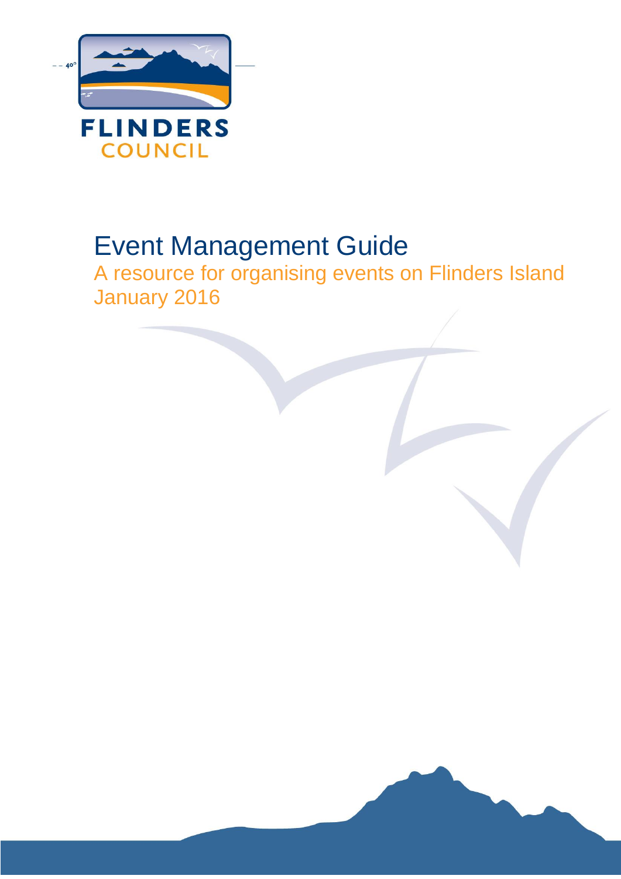FLINDERS COUNCIL

# Event Management Guide

A resource for organising events on Flinders Island
January 2016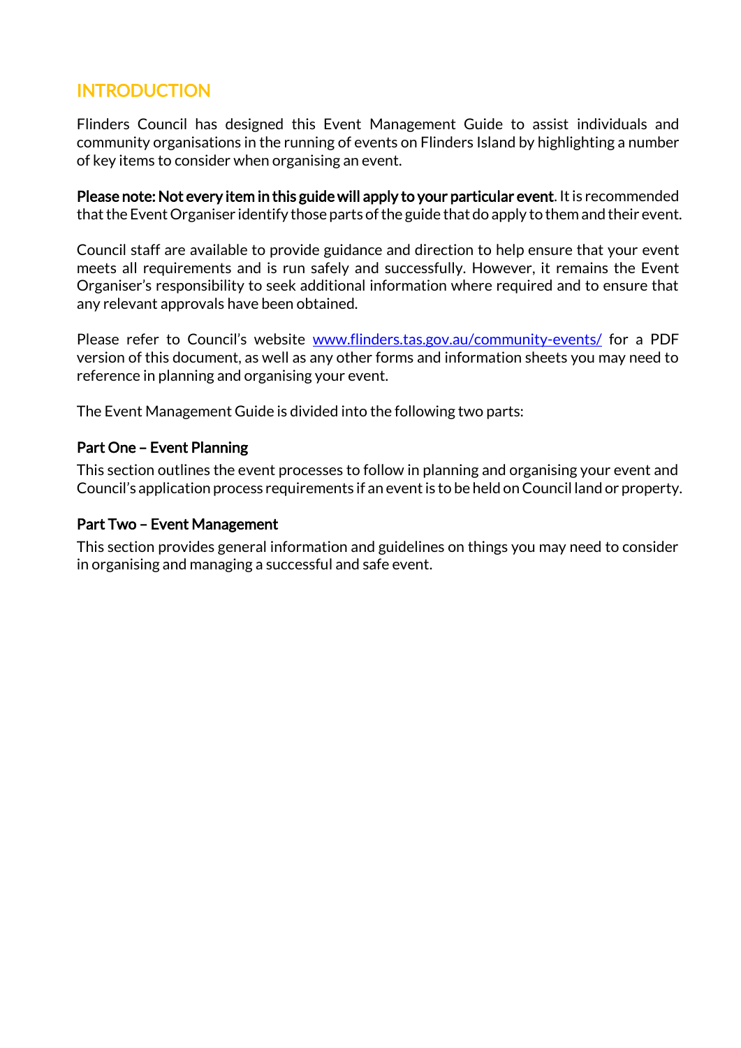## INTRODUCTION

Flinders Council has designed this Event Management Guide to assist individuals and community organisations in the running of events on Flinders Island by highlighting a number of key items to consider when organising an event.

**Please note: Not every item in this guide will apply to your particular event**. It is recommended that the Event Organiser identify those parts of the guide that do apply to them and their event.

Council staff are available to provide guidance and direction to help ensure that your event meets all requirements and is run safely and successfully. However, it remains the Event Organiser's responsibility to seek additional information where required and to ensure that any relevant approvals have been obtained.

Please refer to Council's website [www.flinders.tas.gov.au/community-events/](http://www.flinders.tas.gov.au/community-events/) for a PDF version of this document, as well as any other forms and information sheets you may need to reference in planning and organising your event.

The Event Management Guide is divided into the following two parts:

### Part One – Event Planning

This section outlines the event processes to follow in planning and organising your event and Council's application process requirements if an event is to be held on Council land or property.

### Part Two – Event Management

This section provides general information and guidelines on things you may need to consider in organising and managing a successful and safe event.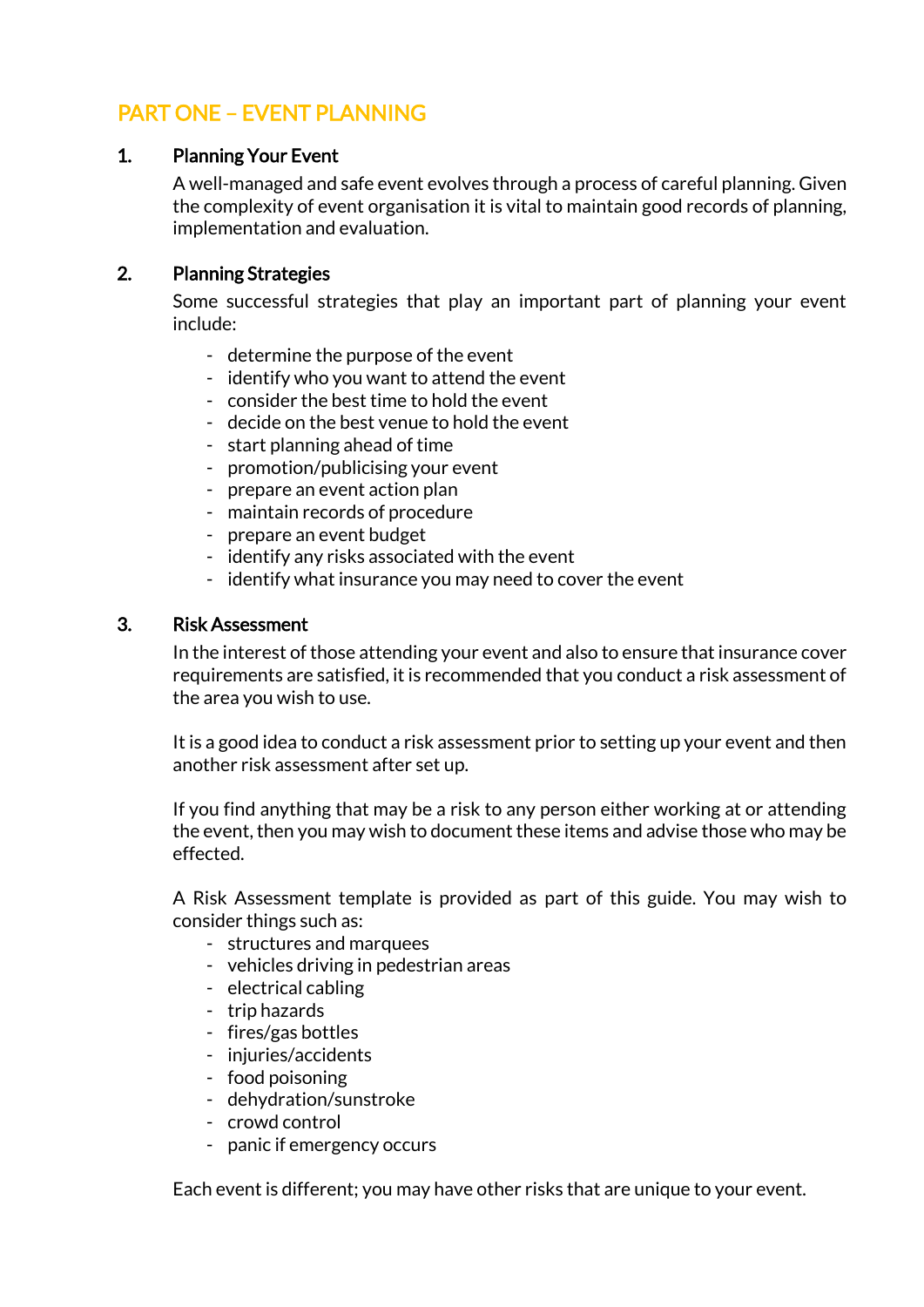# PART ONE – EVENT PLANNING

## 1. Planning Your Event

A well-managed and safe event evolves through a process of careful planning. Given the complexity of event organisation it is vital to maintain good records of planning, implementation and evaluation.

## 2. Planning Strategies

Some successful strategies that play an important part of planning your event include:

- determine the purpose of the event
- identify who you want to attend the event
- consider the best time to hold the event
- decide on the best venue to hold the event
- start planning ahead of time
- promotion/publicising your event
- prepare an event action plan
- maintain records of procedure
- prepare an event budget
- identify any risks associated with the event
- identify what insurance you may need to cover the event

## 3. Risk Assessment

In the interest of those attending your event and also to ensure that insurance cover requirements are satisfied, it is recommended that you conduct a risk assessment of the area you wish to use.

It is a good idea to conduct a risk assessment prior to setting up your event and then another risk assessment after set up.

If you find anything that may be a risk to any person either working at or attending the event, then you may wish to document these items and advise those who may be effected.

A Risk Assessment template is provided as part of this guide. You may wish to consider things such as:

- structures and marquees
- vehicles driving in pedestrian areas
- electrical cabling
- trip hazards
- fires/gas bottles
- injuries/accidents
- food poisoning
- dehydration/sunstroke
- crowd control
- panic if emergency occurs

Each event is different; you may have other risks that are unique to your event.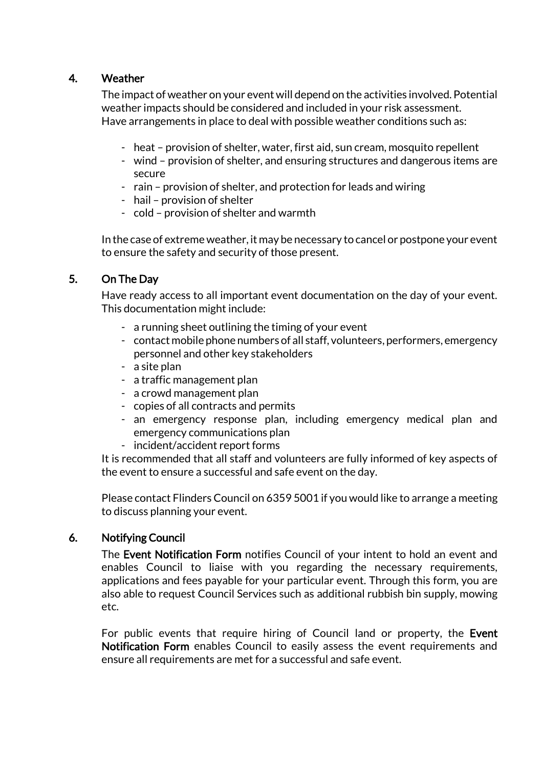## 4. Weather

The impact of weather on your event will depend on the activities involved. Potential weather impacts should be considered and included in your risk assessment.
Have arrangements in place to deal with possible weather conditions such as:

- heat – provision of shelter, water, first aid, sun cream, mosquito repellent
- wind – provision of shelter, and ensuring structures and dangerous items are secure
- rain – provision of shelter, and protection for leads and wiring
- hail – provision of shelter
- cold – provision of shelter and warmth

In the case of extreme weather, it may be necessary to cancel or postpone your event to ensure the safety and security of those present.

## 5. On The Day

Have ready access to all important event documentation on the day of your event. This documentation might include:

- a running sheet outlining the timing of your event
- contact mobile phone numbers of all staff, volunteers, performers, emergency personnel and other key stakeholders
- a site plan
- a traffic management plan
- a crowd management plan
- copies of all contracts and permits
- an emergency response plan, including emergency medical plan and emergency communications plan
- incident/accident report forms

It is recommended that all staff and volunteers are fully informed of key aspects of the event to ensure a successful and safe event on the day.

Please contact Flinders Council on 6359 5001 if you would like to arrange a meeting to discuss planning your event.

## 6. Notifying Council

The **Event Notification Form** notifies Council of your intent to hold an event and enables Council to liaise with you regarding the necessary requirements, applications and fees payable for your particular event. Through this form, you are also able to request Council Services such as additional rubbish bin supply, mowing etc.

For public events that require hiring of Council land or property, the **Event Notification Form** enables Council to easily assess the event requirements and ensure all requirements are met for a successful and safe event.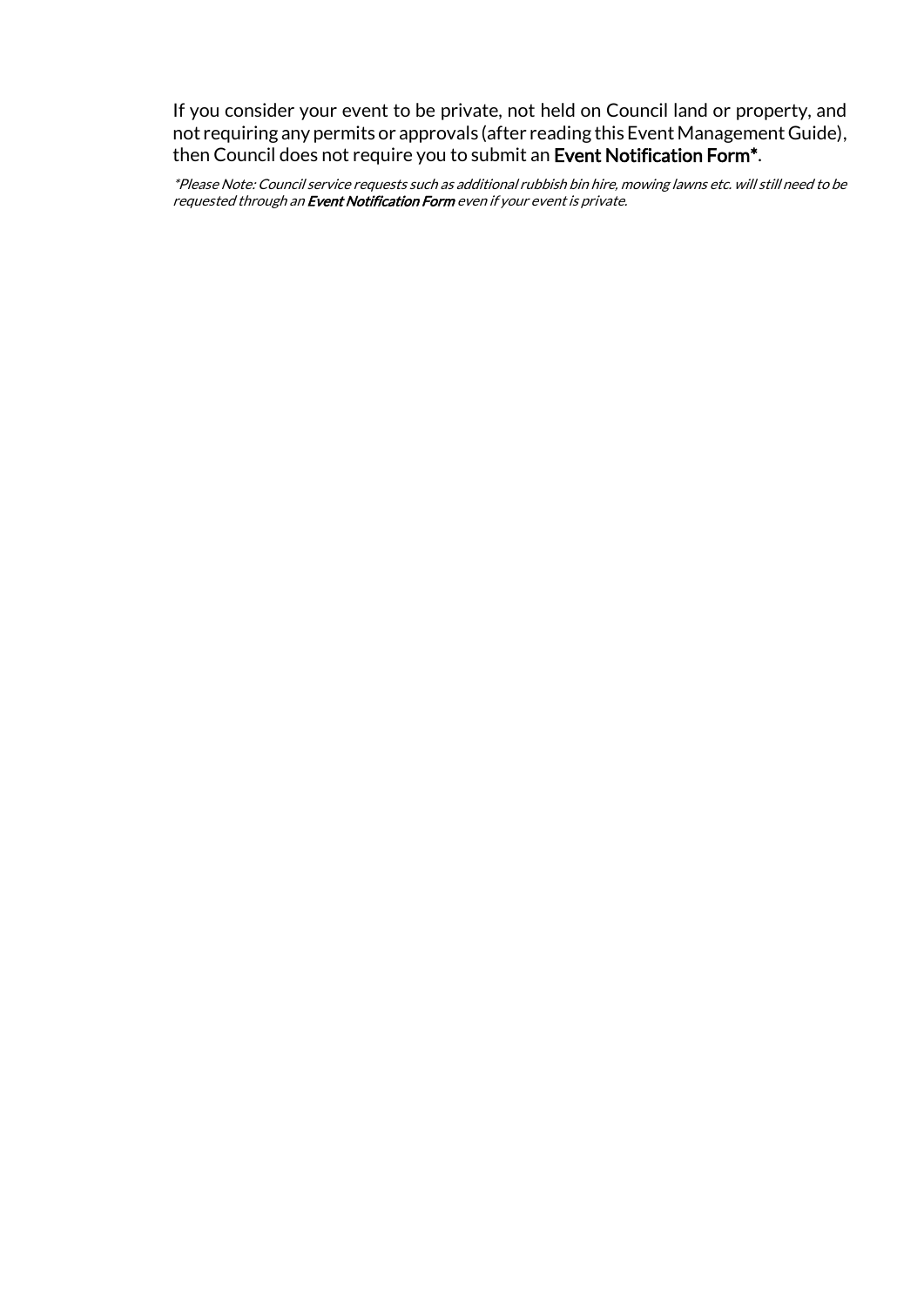If you consider your event to be private, not held on Council land or property, and not requiring any permits or approvals (after reading this Event Management Guide), then Council does not require you to submit an **Event Notification Form***.

*\*Please Note: Council service requests such as additional rubbish bin hire, mowing lawns etc. will still need to be requested through an **Event Notification Form** even if your event is private.*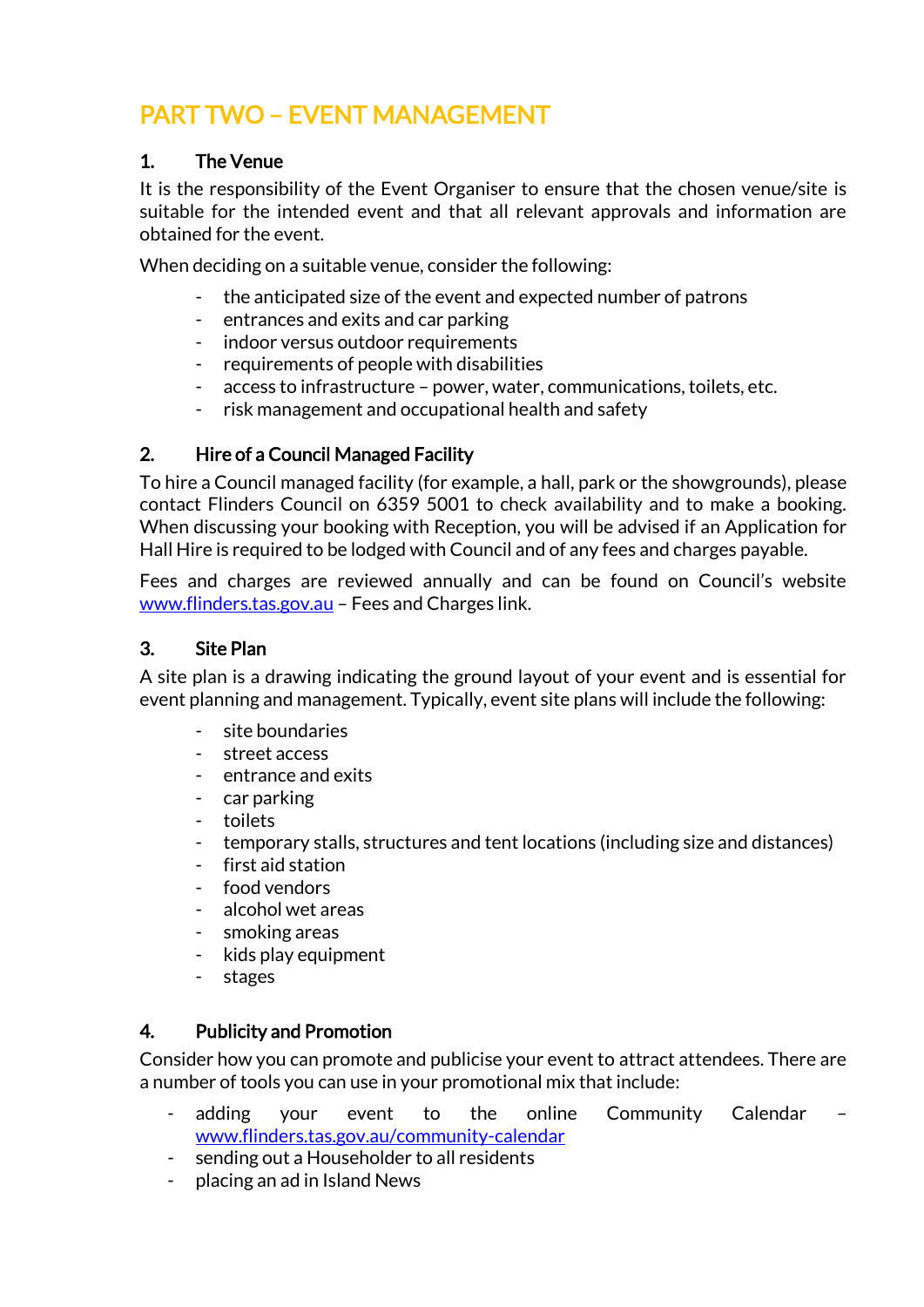# PART TWO – EVENT MANAGEMENT

## 1. The Venue

It is the responsibility of the Event Organiser to ensure that the chosen venue/site is suitable for the intended event and that all relevant approvals and information are obtained for the event.

When deciding on a suitable venue, consider the following:

- the anticipated size of the event and expected number of patrons
- entrances and exits and car parking
- indoor versus outdoor requirements
- requirements of people with disabilities
- access to infrastructure – power, water, communications, toilets, etc.
- risk management and occupational health and safety

## 2. Hire of a Council Managed Facility

To hire a Council managed facility (for example, a hall, park or the showgrounds), please contact Flinders Council on 6359 5001 to check availability and to make a booking. When discussing your booking with Reception, you will be advised if an Application for Hall Hire is required to be lodged with Council and of any fees and charges payable.

Fees and charges are reviewed annually and can be found on Council's website [www.flinders.tas.gov.au](http://www.flinders.tas.gov.au) – Fees and Charges link.

## 3. Site Plan

A site plan is a drawing indicating the ground layout of your event and is essential for event planning and management. Typically, event site plans will include the following:

- site boundaries
- street access
- entrance and exits
- car parking
- toilets
- temporary stalls, structures and tent locations (including size and distances)
- first aid station
- food vendors
- alcohol wet areas
- smoking areas
- kids play equipment
- stages

## 4. Publicity and Promotion

Consider how you can promote and publicise your event to attract attendees. There are a number of tools you can use in your promotional mix that include:

- adding your event to the online Community Calendar – [www.flinders.tas.gov.au/community-calendar](http://www.flinders.tas.gov.au/community-calendar)
- sending out a Householder to all residents
- placing an ad in Island News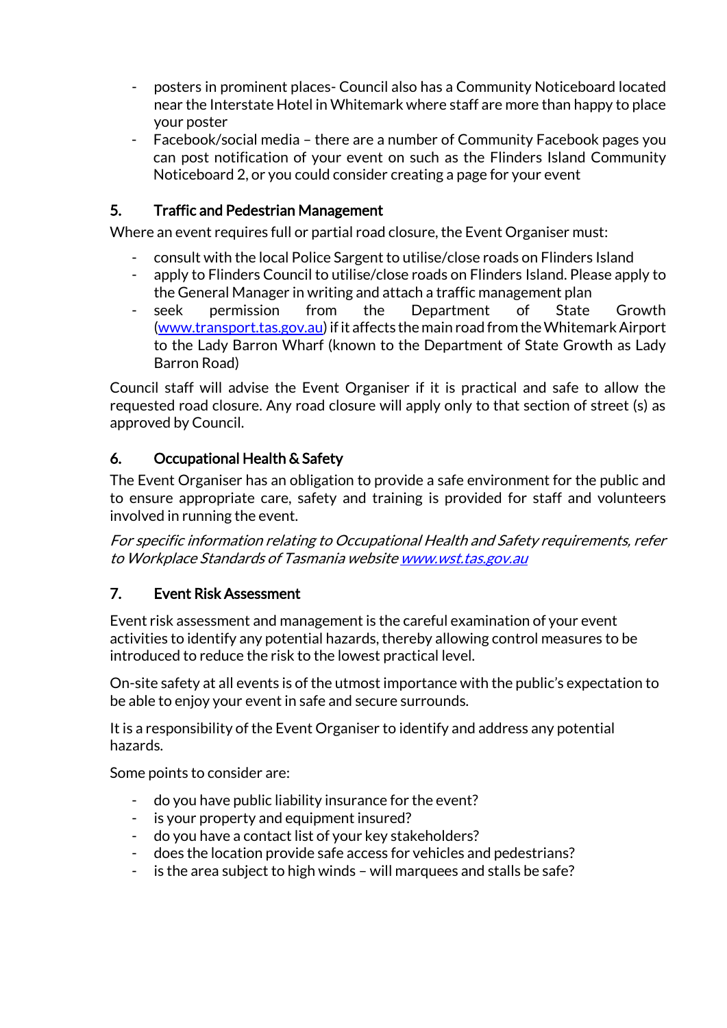- posters in prominent places- Council also has a Community Noticeboard located near the Interstate Hotel in Whitemark where staff are more than happy to place your poster
- Facebook/social media – there are a number of Community Facebook pages you can post notification of your event on such as the Flinders Island Community Noticeboard 2, or you could consider creating a page for your event

## 5. Traffic and Pedestrian Management

Where an event requires full or partial road closure, the Event Organiser must:

- consult with the local Police Sargent to utilise/close roads on Flinders Island
- apply to Flinders Council to utilise/close roads on Flinders Island. Please apply to the General Manager in writing and attach a traffic management plan
- seek permission from the Department of State Growth ([www.transport.tas.gov.au](www.transport.tas.gov.au)) if it affects the main road from the Whitemark Airport to the Lady Barron Wharf (known to the Department of State Growth as Lady Barron Road)

Council staff will advise the Event Organiser if it is practical and safe to allow the requested road closure. Any road closure will apply only to that section of street (s) as approved by Council.

## 6. Occupational Health & Safety

The Event Organiser has an obligation to provide a safe environment for the public and to ensure appropriate care, safety and training is provided for staff and volunteers involved in running the event.

*For specific information relating to Occupational Health and Safety requirements, refer to Workplace Standards of Tasmania website [www.wst.tas.gov.au](www.wst.tas.gov.au)*

## 7. Event Risk Assessment

Event risk assessment and management is the careful examination of your event activities to identify any potential hazards, thereby allowing control measures to be introduced to reduce the risk to the lowest practical level.

On-site safety at all events is of the utmost importance with the public's expectation to be able to enjoy your event in safe and secure surrounds.

It is a responsibility of the Event Organiser to identify and address any potential hazards.

Some points to consider are:

- do you have public liability insurance for the event?
- is your property and equipment insured?
- do you have a contact list of your key stakeholders?
- does the location provide safe access for vehicles and pedestrians?
- is the area subject to high winds – will marquees and stalls be safe?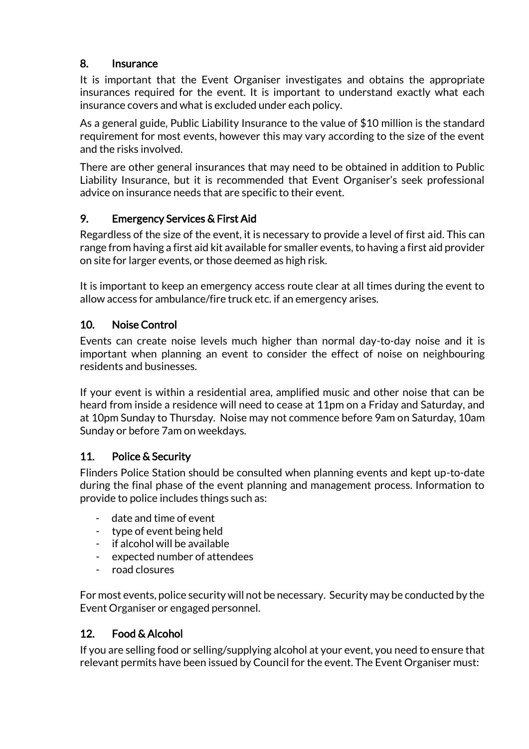## 8. Insurance

It is important that the Event Organiser investigates and obtains the appropriate insurances required for the event. It is important to understand exactly what each insurance covers and what is excluded under each policy.

As a general guide, Public Liability Insurance to the value of $10 million is the standard requirement for most events, however this may vary according to the size of the event and the risks involved.

There are other general insurances that may need to be obtained in addition to Public Liability Insurance, but it is recommended that Event Organiser's seek professional advice on insurance needs that are specific to their event.

## 9. Emergency Services & First Aid

Regardless of the size of the event, it is necessary to provide a level of first aid. This can range from having a first aid kit available for smaller events, to having a first aid provider on site for larger events, or those deemed as high risk.

It is important to keep an emergency access route clear at all times during the event to allow access for ambulance/fire truck etc. if an emergency arises.

## 10. Noise Control

Events can create noise levels much higher than normal day-to-day noise and it is important when planning an event to consider the effect of noise on neighbouring residents and businesses.

If your event is within a residential area, amplified music and other noise that can be heard from inside a residence will need to cease at 11pm on a Friday and Saturday, and at 10pm Sunday to Thursday. Noise may not commence before 9am on Saturday, 10am Sunday or before 7am on weekdays.

## 11. Police & Security

Flinders Police Station should be consulted when planning events and kept up-to-date during the final phase of the event planning and management process. Information to provide to police includes things such as:

- date and time of event
- type of event being held
- if alcohol will be available
- expected number of attendees
- road closures

For most events, police security will not be necessary. Security may be conducted by the Event Organiser or engaged personnel.

## 12. Food & Alcohol

If you are selling food or selling/supplying alcohol at your event, you need to ensure that relevant permits have been issued by Council for the event. The Event Organiser must: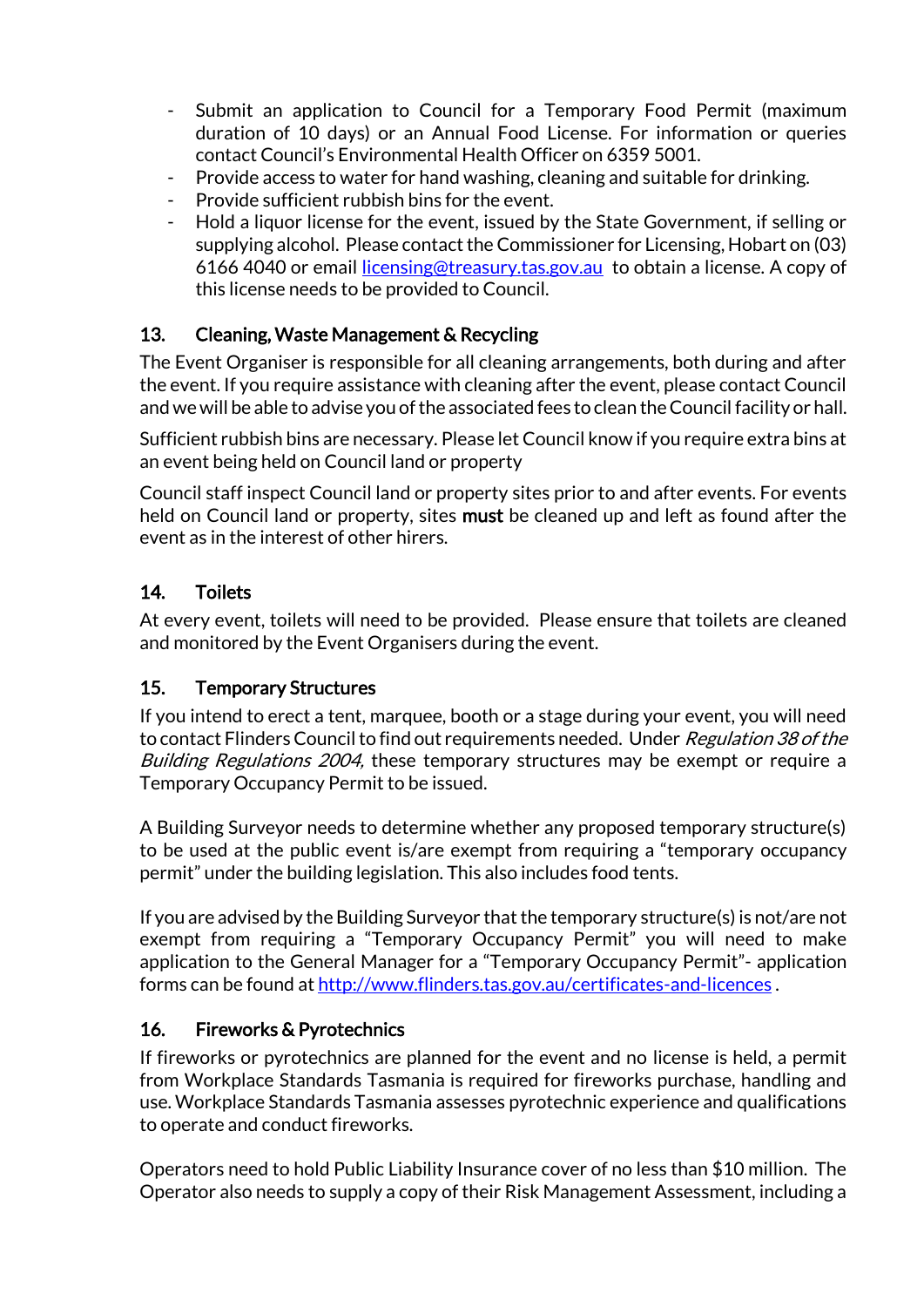- Submit an application to Council for a Temporary Food Permit (maximum duration of 10 days) or an Annual Food License. For information or queries contact Council's Environmental Health Officer on 6359 5001.
- Provide access to water for hand washing, cleaning and suitable for drinking.
- Provide sufficient rubbish bins for the event.
- Hold a liquor license for the event, issued by the State Government, if selling or supplying alcohol. Please contact the Commissioner for Licensing, Hobart on (03) 6166 4040 or email [licensing@treasury.tas.gov.au](mailto:licensing@treasury.tas.gov.au) to obtain a license. A copy of this license needs to be provided to Council.

## 13. Cleaning, Waste Management & Recycling

The Event Organiser is responsible for all cleaning arrangements, both during and after the event. If you require assistance with cleaning after the event, please contact Council and we will be able to advise you of the associated fees to clean the Council facility or hall.

Sufficient rubbish bins are necessary. Please let Council know if you require extra bins at an event being held on Council land or property

Council staff inspect Council land or property sites prior to and after events. For events held on Council land or property, sites **must** be cleaned up and left as found after the event as in the interest of other hirers.

## 14. Toilets

At every event, toilets will need to be provided. Please ensure that toilets are cleaned and monitored by the Event Organisers during the event.

## 15. Temporary Structures

If you intend to erect a tent, marquee, booth or a stage during your event, you will need to contact Flinders Council to find out requirements needed. Under *Regulation 38 of the Building Regulations 2004,* these temporary structures may be exempt or require a Temporary Occupancy Permit to be issued.

A Building Surveyor needs to determine whether any proposed temporary structure(s) to be used at the public event is/are exempt from requiring a "temporary occupancy permit" under the building legislation. This also includes food tents.

If you are advised by the Building Surveyor that the temporary structure(s) is not/are not exempt from requiring a "Temporary Occupancy Permit" you will need to make application to the General Manager for a "Temporary Occupancy Permit"- application forms can be found at [http://www.flinders.tas.gov.au/certificates-and-licences](http://www.flinders.tas.gov.au/certificates-and-licences) .

## 16. Fireworks & Pyrotechnics

If fireworks or pyrotechnics are planned for the event and no license is held, a permit from Workplace Standards Tasmania is required for fireworks purchase, handling and use. Workplace Standards Tasmania assesses pyrotechnic experience and qualifications to operate and conduct fireworks.

Operators need to hold Public Liability Insurance cover of no less than $10 million. The Operator also needs to supply a copy of their Risk Management Assessment, including a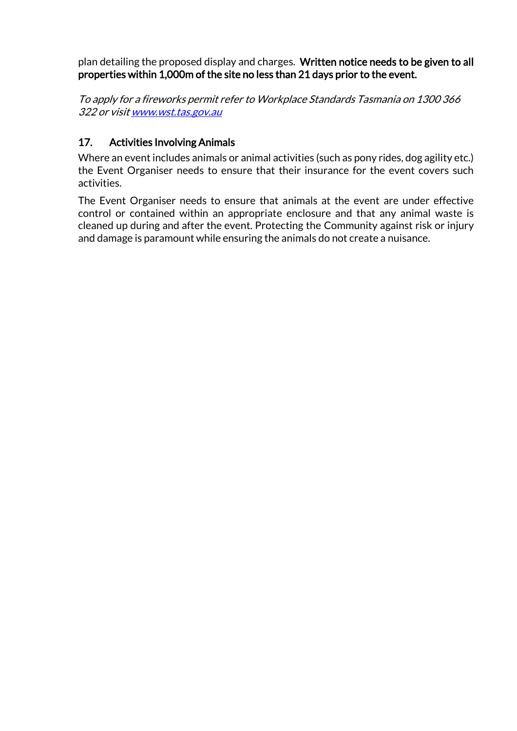plan detailing the proposed display and charges. **Written notice needs to be given to all properties within 1,000m of the site no less than 21 days prior to the event.**

*To apply for a fireworks permit refer to Workplace Standards Tasmania on 1300 366 322 or visit [www.wst.tas.gov.au](http://www.wst.tas.gov.au)*

## 17. Activities Involving Animals

Where an event includes animals or animal activities (such as pony rides, dog agility etc.) the Event Organiser needs to ensure that their insurance for the event covers such activities.

The Event Organiser needs to ensure that animals at the event are under effective control or contained within an appropriate enclosure and that any animal waste is cleaned up during and after the event. Protecting the Community against risk or injury and damage is paramount while ensuring the animals do not create a nuisance.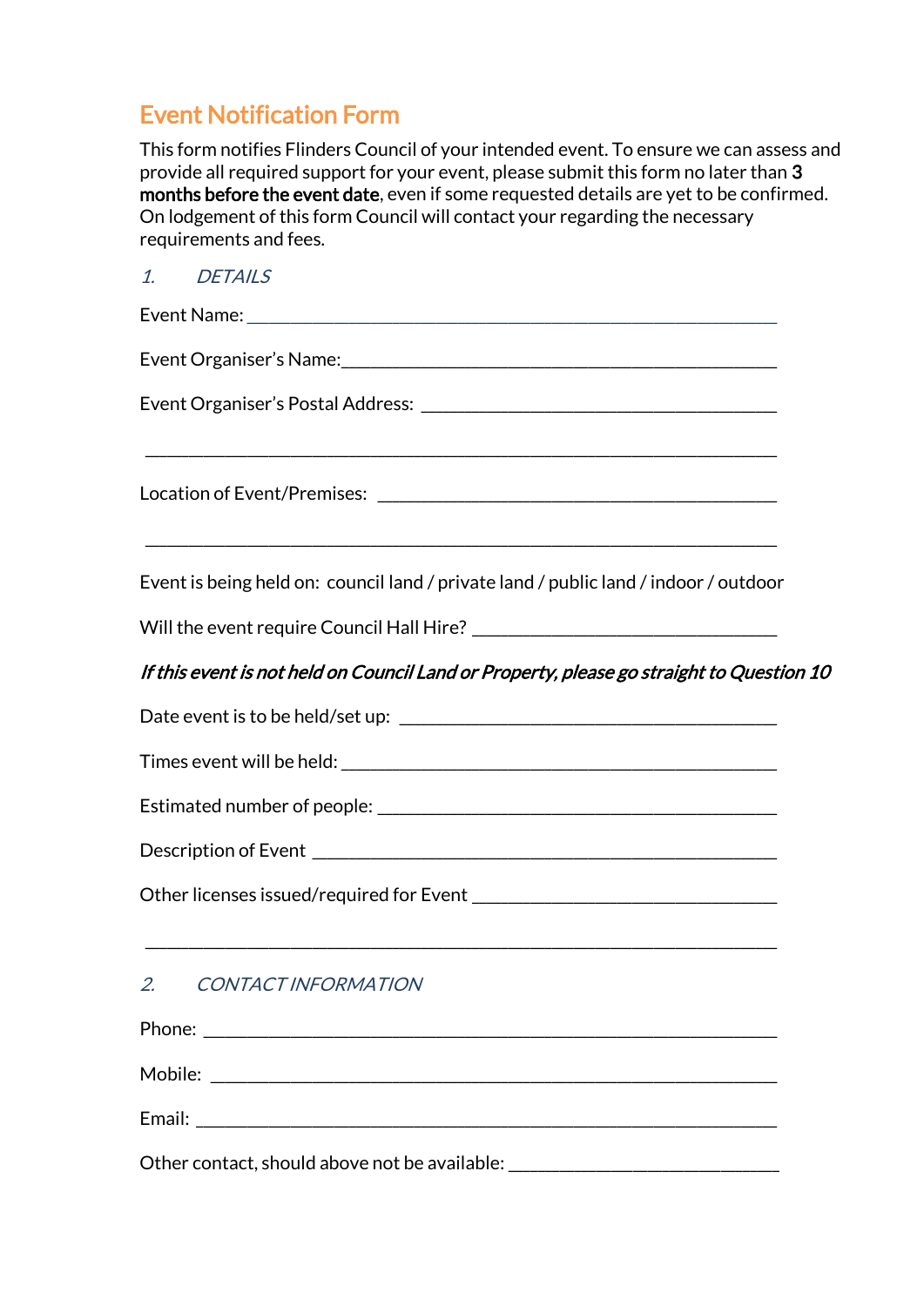# Event Notification Form

This form notifies Flinders Council of your intended event. To ensure we can assess and provide all required support for your event, please submit this form no later than **3 months before the event date**, even if some requested details are yet to be confirmed. On lodgement of this form Council will contact your regarding the necessary requirements and fees.

## *1. DETAILS*

Event Name: ____________________________________________________________

Event Organiser's Name:_________________________________________________

Event Organiser's Postal Address: ________________________________________

_____________________________________________________________________

Location of Event/Premises: ____________________________________________

_____________________________________________________________________

Event is being held on: council land / private land / public land / indoor / outdoor

Will the event require Council Hall Hire? ___________________________________

***If this event is not held on Council Land or Property, please go straight to Question 10***

Date event is to be held/set up: _________________________________________

Times event will be held: _______________________________________________

Estimated number of people: ____________________________________________

Description of Event ___________________________________________________

Other licenses issued/required for Event ___________________________________

_____________________________________________________________________

## *2. CONTACT INFORMATION*

Phone: ______________________________________________________________

Mobile: ______________________________________________________________

Email: _______________________________________________________________

Other contact, should above not be available: _______________________________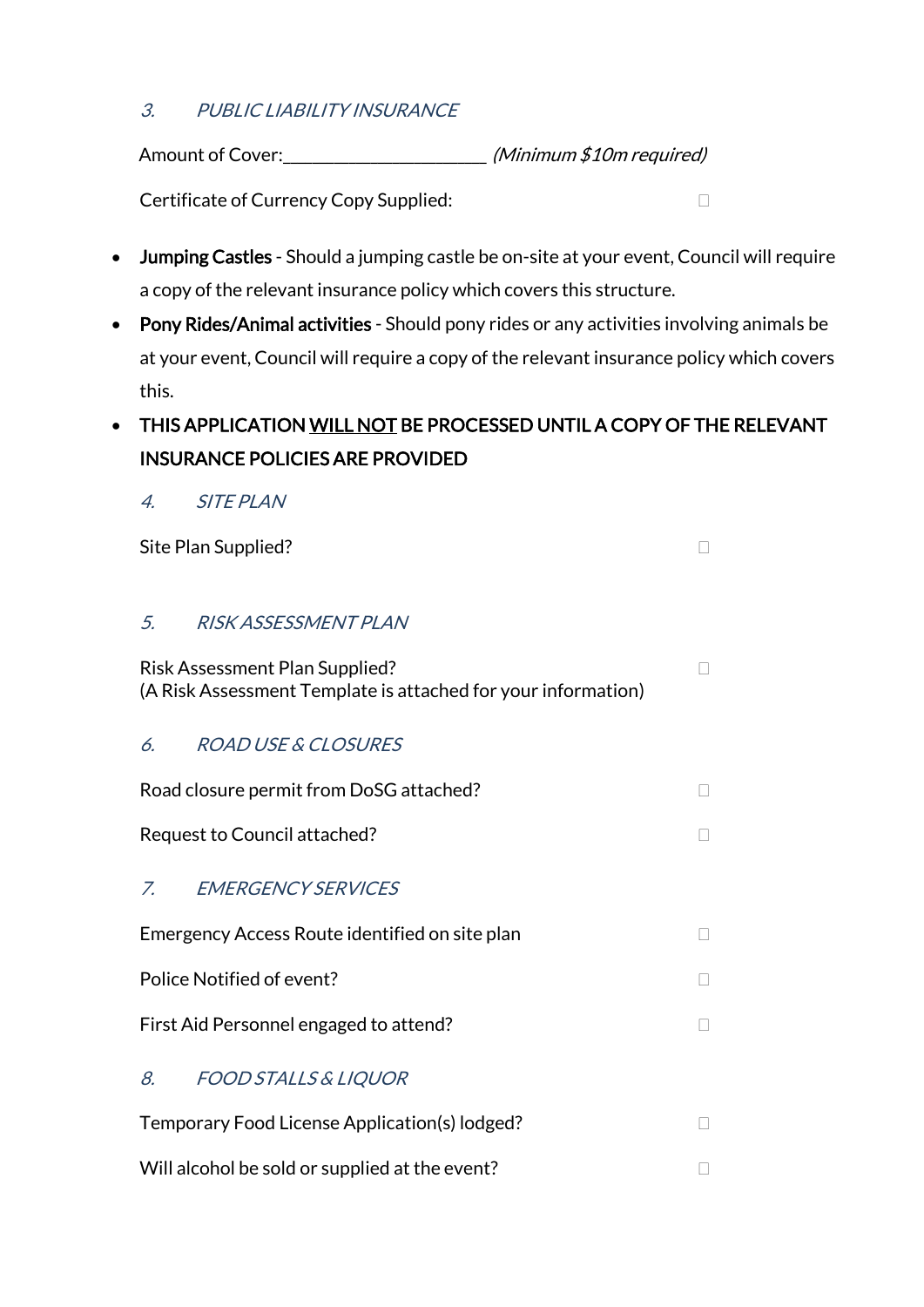### *3. PUBLIC LIABILITY INSURANCE*

Amount of Cover:______________________ *(Minimum $10m required)*

Certificate of Currency Copy Supplied: ☐

- **Jumping Castles** - Should a jumping castle be on-site at your event, Council will require a copy of the relevant insurance policy which covers this structure.
- **Pony Rides/Animal activities** - Should pony rides or any activities involving animals be at your event, Council will require a copy of the relevant insurance policy which covers this.
- **THIS APPLICATION <u>WILL NOT</u> BE PROCESSED UNTIL A COPY OF THE RELEVANT INSURANCE POLICIES ARE PROVIDED**

### *4. SITE PLAN*

Site Plan Supplied? ☐

### *5. RISK ASSESSMENT PLAN*

Risk Assessment Plan Supplied? ☐
(A Risk Assessment Template is attached for your information)

### *6. ROAD USE & CLOSURES*

Road closure permit from DoSG attached? ☐

Request to Council attached? ☐

### *7. EMERGENCY SERVICES*

Emergency Access Route identified on site plan ☐

Police Notified of event? ☐

First Aid Personnel engaged to attend? ☐

### *8. FOOD STALLS & LIQUOR*

Temporary Food License Application(s) lodged? ☐

Will alcohol be sold or supplied at the event? ☐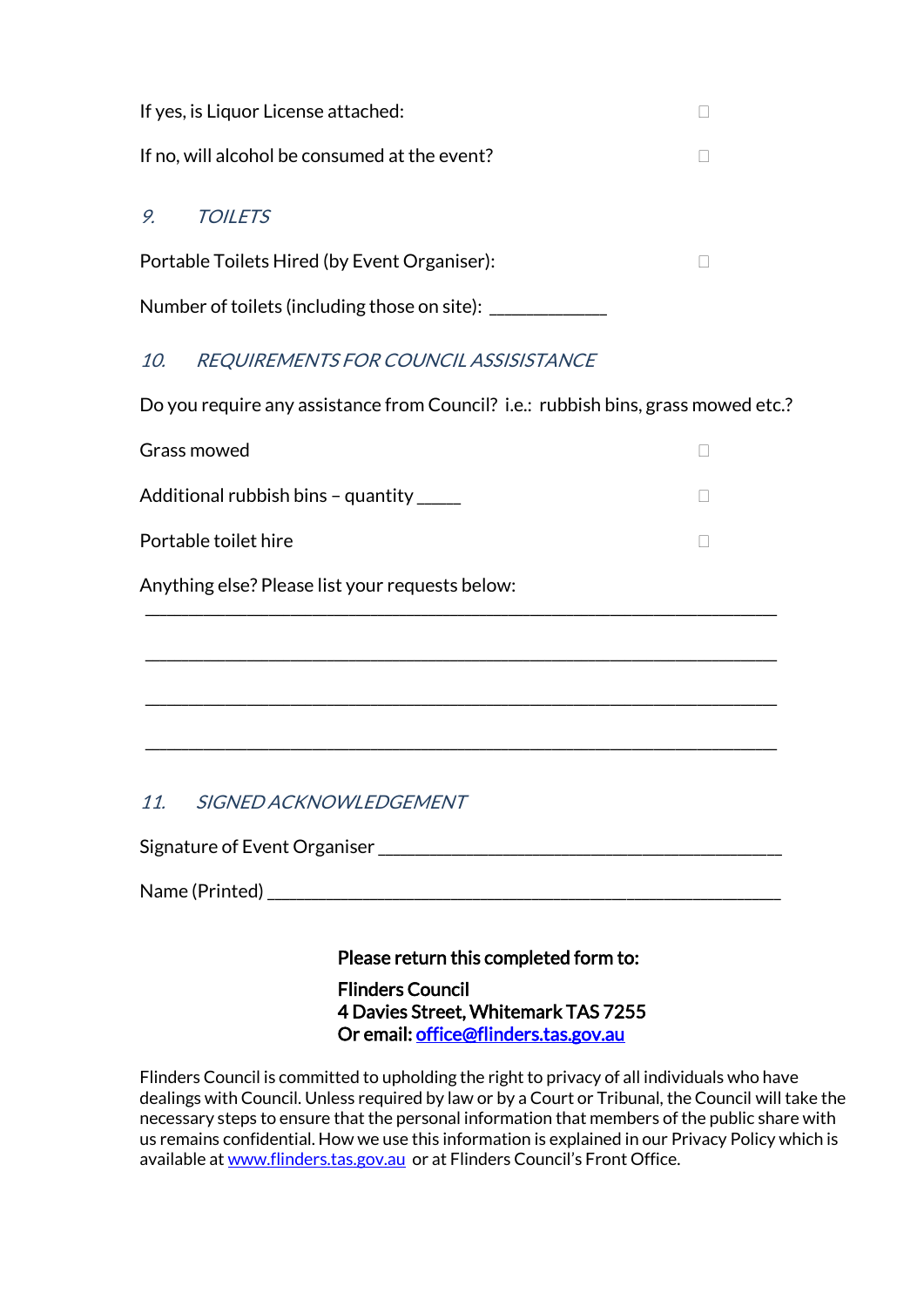If yes, is Liquor License attached: ☐

If no, will alcohol be consumed at the event? ☐

### *9. TOILETS*

Portable Toilets Hired (by Event Organiser): ☐

Number of toilets (including those on site): ____________

### *10. REQUIREMENTS FOR COUNCIL ASSISISTANCE*

Do you require any assistance from Council? i.e.: rubbish bins, grass mowed etc.?

Grass mowed ☐

Additional rubbish bins – quantity _____ ☐

Portable toilet hire ☐

Anything else? Please list your requests below:

_________________________________________________________________

_________________________________________________________________

_________________________________________________________________

_________________________________________________________________

### *11. SIGNED ACKNOWLEDGEMENT*

Signature of Event Organiser ________________________________________

Name (Printed) _____________________________________________________

**Please return this completed form to:**

**Flinders Council**
**4 Davies Street, Whitemark TAS 7255**
**Or email: [office@flinders.tas.gov.au](mailto:office@flinders.tas.gov.au)**

Flinders Council is committed to upholding the right to privacy of all individuals who have dealings with Council. Unless required by law or by a Court or Tribunal, the Council will take the necessary steps to ensure that the personal information that members of the public share with us remains confidential. How we use this information is explained in our Privacy Policy which is available at [www.flinders.tas.gov.au](http://www.flinders.tas.gov.au) or at Flinders Council's Front Office.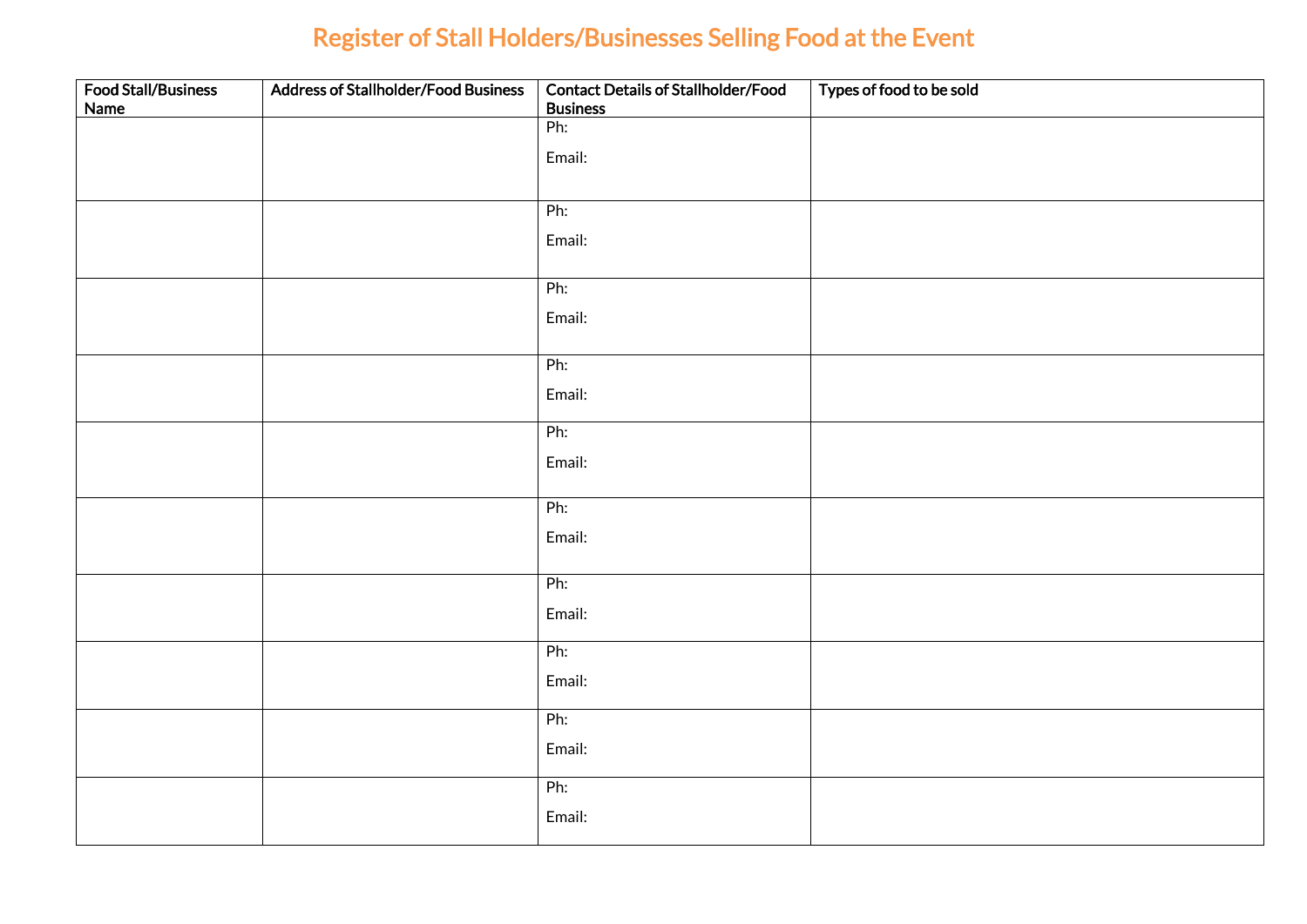# Register of Stall Holders/Businesses Selling Food at the Event

| Food Stall/Business Name | Address of Stallholder/Food Business | Contact Details of Stallholder/Food Business | Types of food to be sold |
|---|---|---|---|
| | | Ph:<br>Email: | |
| | | Ph:<br>Email: | |
| | | Ph:<br>Email: | |
| | | Ph:<br>Email: | |
| | | Ph:<br>Email: | |
| | | Ph:<br>Email: | |
| | | Ph:<br>Email: | |
| | | Ph:<br>Email: | |
| | | Ph:<br>Email: | |
| | | Ph:<br>Email: | |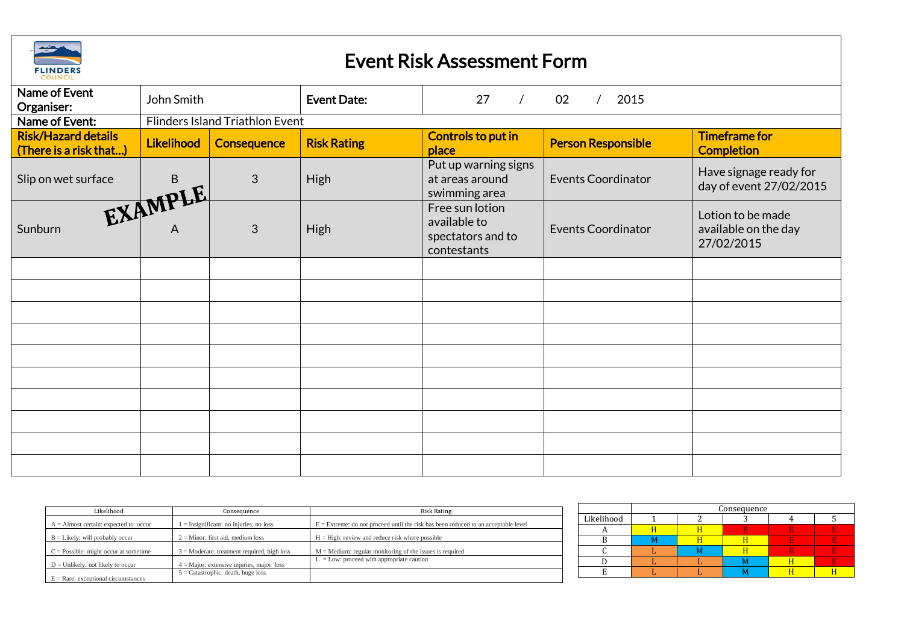# Event Risk Assessment Form

| Name of Event Organiser: | John Smith | | Event Date: | 27 / 02 / 2015 | | |
|---|---|---|---|---|---|---|
| Name of Event: | Flinders Island Triathlon Event | | | | | |
| **Risk/Hazard details (There is a risk that…)** | **Likelihood** | **Consequence** | **Risk Rating** | **Controls to put in place** | **Person Responsible** | **Timeframe for Completion** |
| Slip on wet surface | B | 3 | High | Put up warning signs at areas around swimming area | Events Coordinator | Have signage ready for day of event 27/02/2015 |
| Sunburn | A | 3 | High | Free sun lotion available to spectators and to contestants | Events Coordinator | Lotion to be made available on the day 27/02/2015 |
| | | | | | | |
| | | | | | | |
| | | | | | | |
| | | | | | | |
| | | | | | | |
| | | | | | | |
| | | | | | | |
| | | | | | | |
| | | | | | | |
| | | | | | | |

EXAMPLE

| Likelihood | Consequence | Risk Rating |
|---|---|---|
| A = Almost certain: expected to occur | 1 = Insignificant: no injuries, no loss | E = Extreme: do not proceed until the risk has been reduced to an acceptable level |
| B = Likely: will probably occur | 2 = Minor: first aid, medium loss | H = High: review and reduce risk where possible |
| C = Possible: might occur at sometime | 3 = Moderate: treatment required, high loss | M = Medium: regular monitoring of the issues is required |
| D = Unlikely: not likely to occur | 4 = Major: extensive injuries, major loss | L = Low: proceed with appropriate caution |
| E = Rare: exceptional circumstances | 5 = Catastrophic: death, huge loss | |

| | Consequence | | | | |
|---|---|---|---|---|---|
| Likelihood | 1 | 2 | 3 | 4 | 5 |
| A | H | H | E | E | E |
| B | M | H | H | E | E |
| C | L | M | H | E | E |
| D | L | L | M | H | E |
| E | L | L | M | H | H |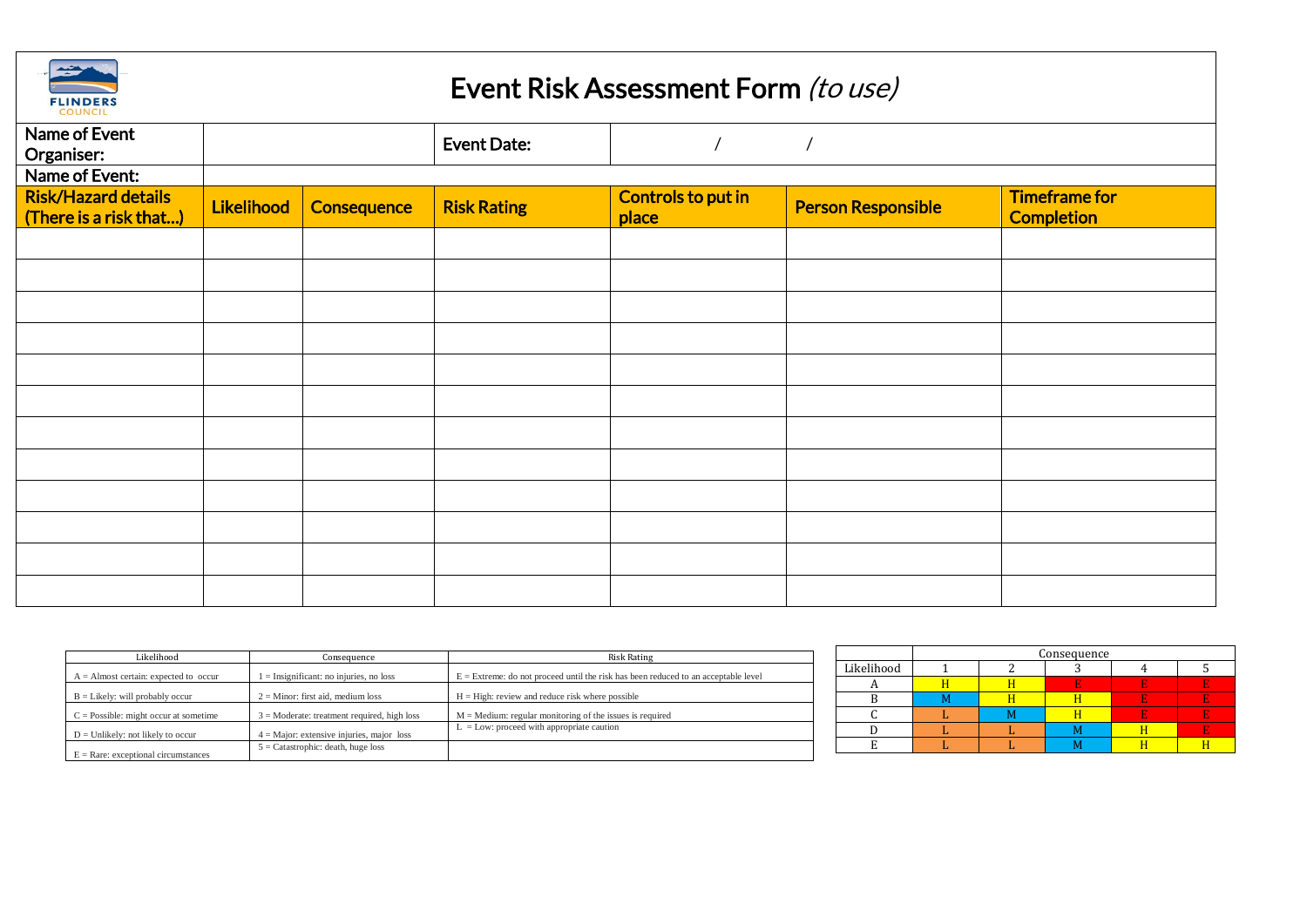FLINDERS COUNCIL

# Event Risk Assessment Form *(to use)*

| | | | | | | |
|---|---|---|---|---|---|---|
| Name of Event Organiser: | | Event Date: | / / | | | |
| Name of Event: | | | | | | |
| **Risk/Hazard details (There is a risk that…)** | **Likelihood** | **Consequence** | **Risk Rating** | **Controls to put in place** | **Person Responsible** | **Timeframe for Completion** |
| | | | | | | |
| | | | | | | |
| | | | | | | |
| | | | | | | |
| | | | | | | |
| | | | | | | |
| | | | | | | |
| | | | | | | |
| | | | | | | |
| | | | | | | |
| | | | | | | |
| | | | | | | |

| Likelihood | Consequence | Risk Rating |
|---|---|---|
| A = Almost certain: expected to occur | 1 = Insignificant: no injuries, no loss | E = Extreme: do not proceed until the risk has been reduced to an acceptable level |
| B = Likely: will probably occur | 2 = Minor: first aid, medium loss | H = High: review and reduce risk where possible |
| C = Possible: might occur at sometime | 3 = Moderate: treatment required, high loss | M = Medium: regular monitoring of the issues is required |
| D = Unlikely: not likely to occur | 4 = Major: extensive injuries, major loss | L = Low: proceed with appropriate caution |
| E = Rare: exceptional circumstances | 5 = Catastrophic: death, huge loss | |

| | Consequence | | | | |
|---|---|---|---|---|---|
| Likelihood | 1 | 2 | 3 | 4 | 5 |
| A | H | H | E | E | E |
| B | M | H | H | E | E |
| C | L | M | H | E | E |
| D | L | L | M | H | E |
| E | L | L | M | H | H |